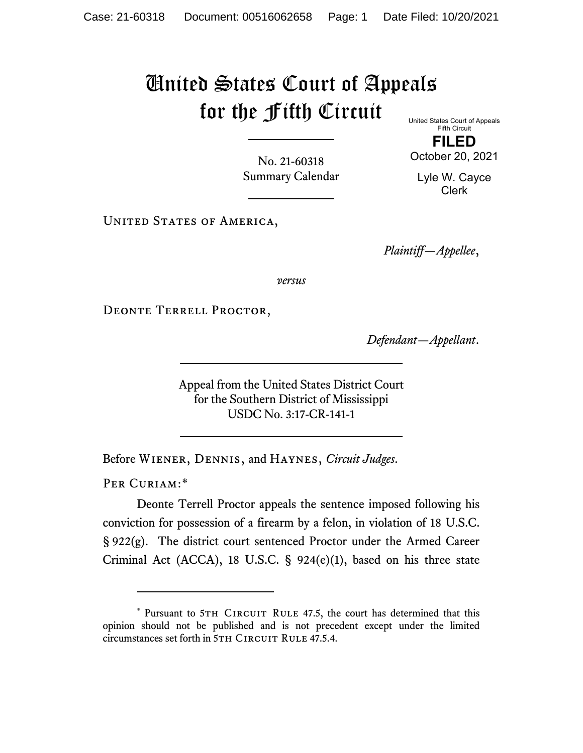# United States Court of Appeals for the Fifth Circuit

United States Court of Appeals
Fifth Circuit

**FILED**

October 20, 2021

Lyle W. Cayce
Clerk

No. 21-60318
Summary Calendar

United States of America,

*Plaintiff—Appellee*,

*versus*

Deonte Terrell Proctor,

*Defendant—Appellant*.

Appeal from the United States District Court
for the Southern District of Mississippi
USDC No. 3:17-CR-141-1

Before Wiener, Dennis, and Haynes, *Circuit Judges*.

Per Curiam:*

Deonte Terrell Proctor appeals the sentence imposed following his conviction for possession of a firearm by a felon, in violation of 18 U.S.C. § 922(g). The district court sentenced Proctor under the Armed Career Criminal Act (ACCA), 18 U.S.C. § 924(e)(1), based on his three state

---

\* Pursuant to 5th Circuit Rule 47.5, the court has determined that this opinion should not be published and is not precedent except under the limited circumstances set forth in 5th Circuit Rule 47.5.4.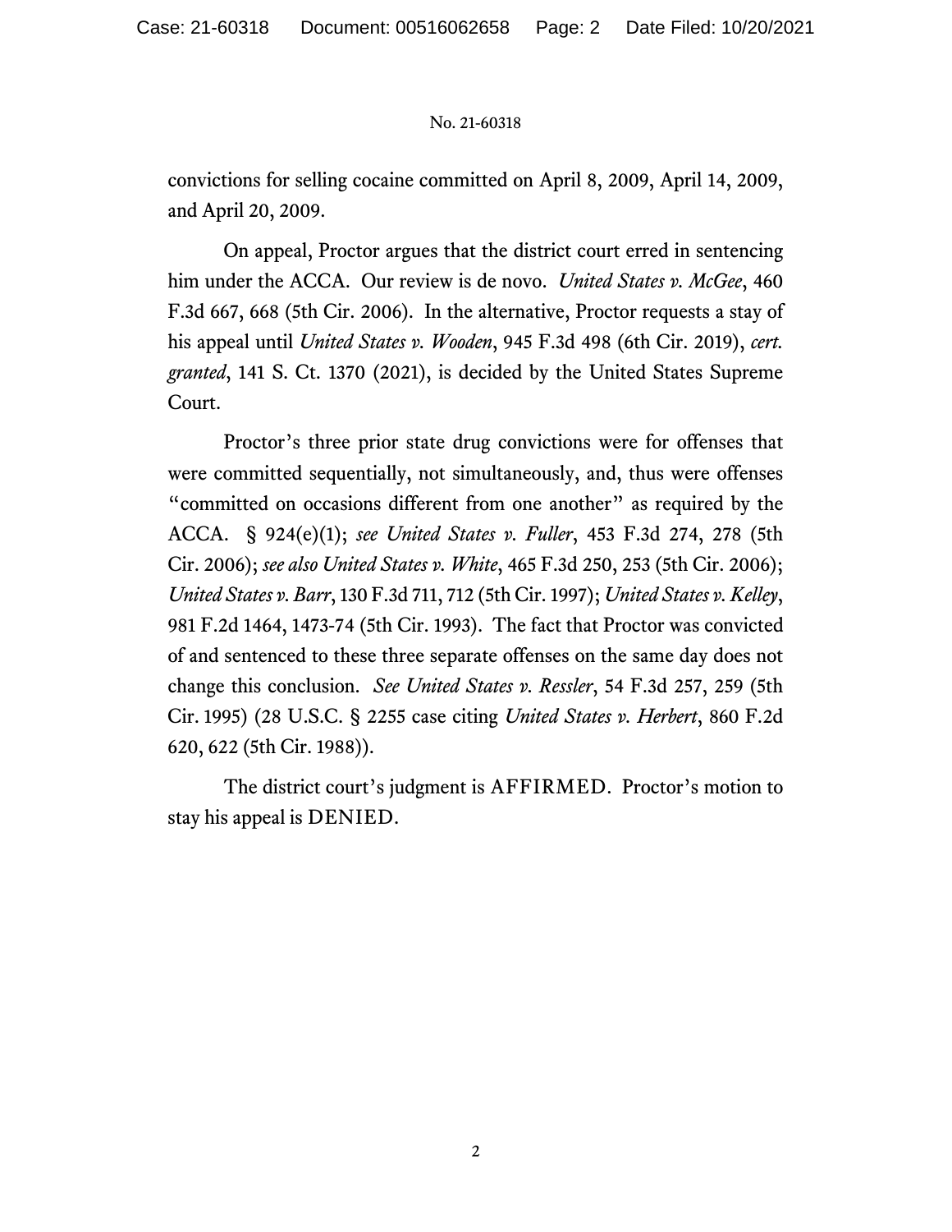convictions for selling cocaine committed on April 8, 2009, April 14, 2009, and April 20, 2009.

On appeal, Proctor argues that the district court erred in sentencing him under the ACCA. Our review is de novo. *United States v. McGee*, 460 F.3d 667, 668 (5th Cir. 2006). In the alternative, Proctor requests a stay of his appeal until *United States v. Wooden*, 945 F.3d 498 (6th Cir. 2019), *cert. granted*, 141 S. Ct. 1370 (2021), is decided by the United States Supreme Court.

Proctor's three prior state drug convictions were for offenses that were committed sequentially, not simultaneously, and, thus were offenses "committed on occasions different from one another" as required by the ACCA. § 924(e)(1); *see United States v. Fuller*, 453 F.3d 274, 278 (5th Cir. 2006); *see also United States v. White*, 465 F.3d 250, 253 (5th Cir. 2006); *United States v. Barr*, 130 F.3d 711, 712 (5th Cir. 1997); *United States v. Kelley*, 981 F.2d 1464, 1473-74 (5th Cir. 1993). The fact that Proctor was convicted of and sentenced to these three separate offenses on the same day does not change this conclusion. *See United States v. Ressler*, 54 F.3d 257, 259 (5th Cir. 1995) (28 U.S.C. § 2255 case citing *United States v. Herbert*, 860 F.2d 620, 622 (5th Cir. 1988)).

The district court's judgment is AFFIRMED. Proctor's motion to stay his appeal is DENIED.